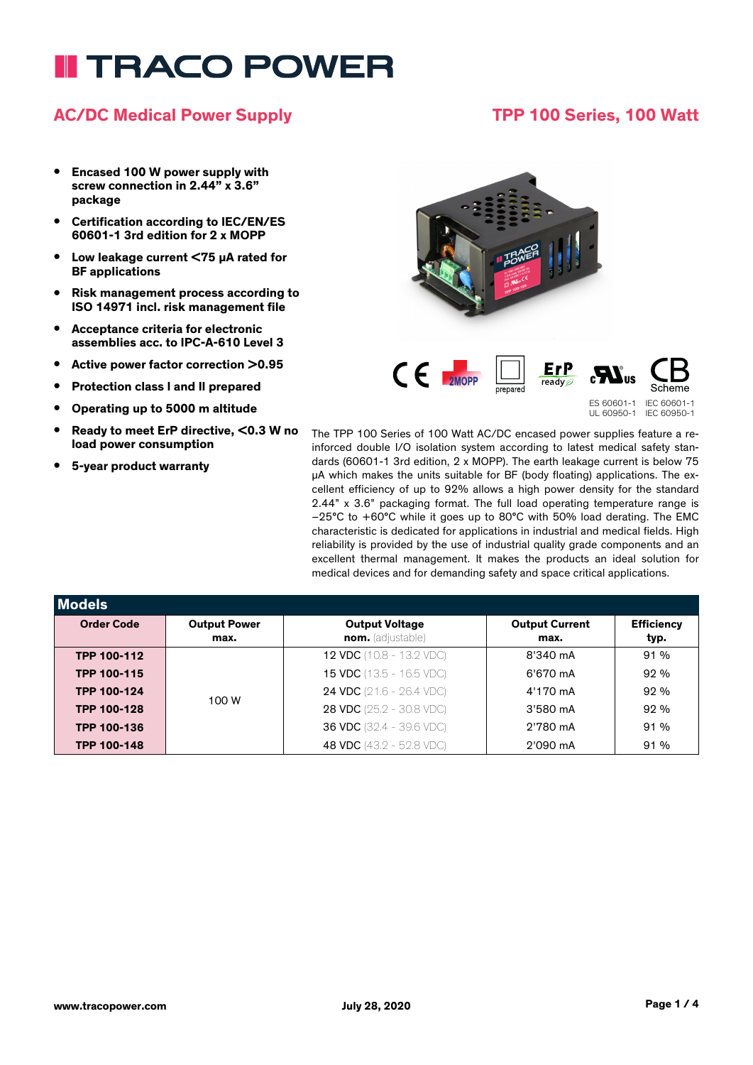# TRACO POWER

## AC/DC Medical Power Supply

## TPP 100 Series, 100 Watt

- **Encased 100 W power supply with screw connection in 2.44" x 3.6" package**
- **Certification according to IEC/EN/ES 60601-1 3rd edition for 2 x MOPP**
- **Low leakage current <75 µA rated for BF applications**
- **Risk management process according to ISO 14971 incl. risk management file**
- **Acceptance criteria for electronic assemblies acc. to IPC-A-610 Level 3**
- **Active power factor correction >0.95**
- **Protection class I and II prepared**
- **Operating up to 5000 m altitude**
- **Ready to meet ErP directive, <0.3 W no load power consumption**
- **5-year product warranty**

ES 60601-1 IEC 60601-1
UL 60950-1 IEC 60950-1

The TPP 100 Series of 100 Watt AC/DC encased power supplies feature a reinforced double I/O isolation system according to latest medical safety standards (60601-1 3rd edition, 2 x MOPP). The earth leakage current is below 75 µA which makes the units suitable for BF (body floating) applications. The excellent efficiency of up to 92% allows a high power density for the standard 2.44" x 3.6" packaging format. The full load operating temperature range is −25°C to +60°C while it goes up to 80°C with 50% load derating. The EMC characteristic is dedicated for applications in industrial and medical fields. High reliability is provided by the use of industrial quality grade components and an excellent thermal management. It makes the products an ideal solution for medical devices and for demanding safety and space critical applications.

## Models

| Order Code | Output Power max. | Output Voltage nom. (adjustable) | Output Current max. | Efficiency typ. |
|---|---|---|---|---|
| TPP 100-112 | 100 W | 12 VDC (10.8 - 13.2 VDC) | 8'340 mA | 91 % |
| TPP 100-115 | | 15 VDC (13.5 - 16.5 VDC) | 6'670 mA | 92 % |
| TPP 100-124 | | 24 VDC (21.6 - 26.4 VDC) | 4'170 mA | 92 % |
| TPP 100-128 | | 28 VDC (25.2 - 30.8 VDC) | 3'580 mA | 92 % |
| TPP 100-136 | | 36 VDC (32.4 - 39.6 VDC) | 2'780 mA | 91 % |
| TPP 100-148 | | 48 VDC (43.2 - 52.8 VDC) | 2'090 mA | 91 % |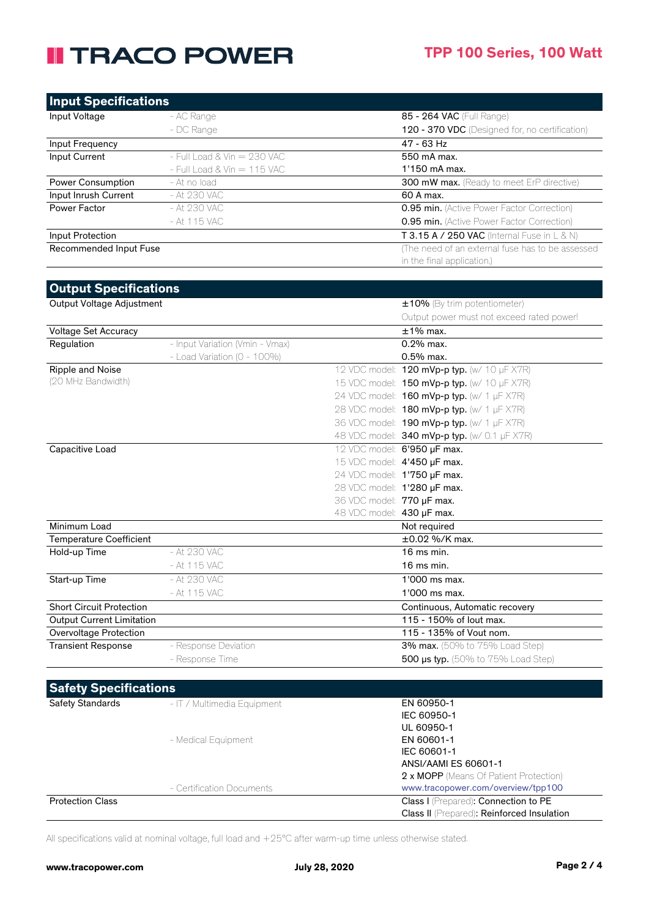## Input Specifications

| | | |
|---|---|---|
| Input Voltage | - AC Range | **85 - 264 VAC** (Full Range) |
| | - DC Range | **120 - 370 VDC** (Designed for, no certification) |
| Input Frequency | | 47 - 63 Hz |
| Input Current | - Full Load & Vin = 230 VAC | 550 mA max. |
| | - Full Load & Vin = 115 VAC | 1'150 mA max. |
| Power Consumption | - At no load | **300 mW max.** (Ready to meet ErP directive) |
| Input Inrush Current | - At 230 VAC | 60 A max. |
| Power Factor | - At 230 VAC | **0.95 min.** (Active Power Factor Correction) |
| | - At 115 VAC | **0.95 min.** (Active Power Factor Correction) |
| Input Protection | | **T 3.15 A / 250 VAC** (Internal Fuse in L & N) |
| Recommended Input Fuse | | (The need of an external fuse has to be assessed in the final application.) |

## Output Specifications

| | | | |
|---|---|---|---|
| Output Voltage Adjustment | | | **±10%** (By trim potentiometer) |
| | | | Output power must not exceed rated power! |
| Voltage Set Accuracy | | | ±1% max. |
| Regulation | - Input Variation (Vmin - Vmax) | | 0.2% max. |
| | - Load Variation (0 - 100%) | | 0.5% max. |
| Ripple and Noise (20 MHz Bandwidth) | | 12 VDC model: | **120 mVp-p typ.** (w/ 10 µF X7R) |
| | | 15 VDC model: | **150 mVp-p typ.** (w/ 10 µF X7R) |
| | | 24 VDC model: | **160 mVp-p typ.** (w/ 1 µF X7R) |
| | | 28 VDC model: | **180 mVp-p typ.** (w/ 1 µF X7R) |
| | | 36 VDC model: | **190 mVp-p typ.** (w/ 1 µF X7R) |
| | | 48 VDC model: | **340 mVp-p typ.** (w/ 0.1 µF X7R) |
| Capacitive Load | | 12 VDC model: | **6'950 µF max.** |
| | | 15 VDC model: | **4'450 µF max.** |
| | | 24 VDC model: | **1'750 µF max.** |
| | | 28 VDC model: | **1'280 µF max.** |
| | | 36 VDC model: | **770 µF max.** |
| | | 48 VDC model: | **430 µF max.** |
| Minimum Load | | | Not required |
| Temperature Coefficient | | | ±0.02 %/K max. |
| Hold-up Time | - At 230 VAC | | 16 ms min. |
| | - At 115 VAC | | 16 ms min. |
| Start-up Time | - At 230 VAC | | 1'000 ms max. |
| | - At 115 VAC | | 1'000 ms max. |
| Short Circuit Protection | | | Continuous, Automatic recovery |
| Output Current Limitation | | | 115 - 150% of Iout max. |
| Overvoltage Protection | | | 115 - 135% of Vout nom. |
| Transient Response | - Response Deviation | | **3% max.** (50% to 75% Load Step) |
| | - Response Time | | **500 µs typ.** (50% to 75% Load Step) |

## Safety Specifications

| | | |
|---|---|---|
| Safety Standards | - IT / Multimedia Equipment | EN 60950-1 |
| | | IEC 60950-1 |
| | | UL 60950-1 |
| | - Medical Equipment | EN 60601-1 |
| | | IEC 60601-1 |
| | | ANSI/AAMI ES 60601-1 |
| | | **2 x MOPP** (Means Of Patient Protection) |
| | - Certification Documents | www.tracopower.com/overview/tpp100 |
| Protection Class | | **Class I** (Prepared): **Connection to PE** |
| | | **Class II** (Prepared): **Reinforced Insulation** |

All specifications valid at nominal voltage, full load and +25°C after warm-up time unless otherwise stated.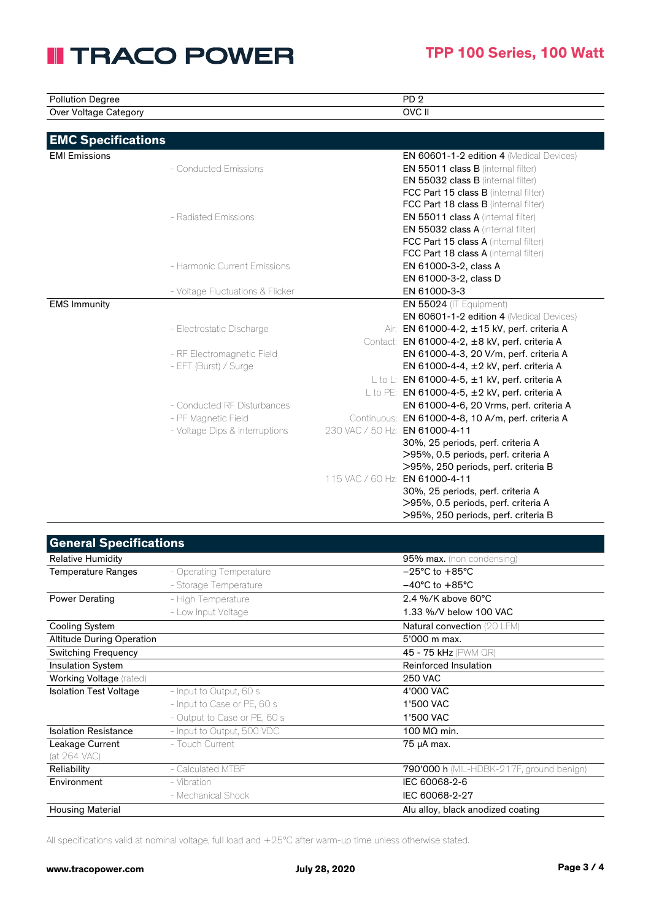| | | |
|---|---|---|
| Pollution Degree | | PD 2 |
| Over Voltage Category | | OVC II |

## EMC Specifications

| | | | |
|---|---|---|---|
| EMI Emissions | | | **EN 60601-1-2 edition 4** (Medical Devices) |
| | - Conducted Emissions | | **EN 55011 class B** (internal filter) |
| | | | **EN 55032 class B** (internal filter) |
| | | | **FCC Part 15 class B** (internal filter) |
| | | | **FCC Part 18 class B** (internal filter) |
| | - Radiated Emissions | | **EN 55011 class A** (internal filter) |
| | | | **EN 55032 class A** (internal filter) |
| | | | **FCC Part 15 class A** (internal filter) |
| | | | **FCC Part 18 class A** (internal filter) |
| | - Harmonic Current Emissions | | EN 61000-3-2, class A |
| | | | EN 61000-3-2, class D |
| | - Voltage Fluctuations & Flicker | | EN 61000-3-3 |
| EMS Immunity | | | **EN 55024** (IT Equipment) |
| | | | **EN 60601-1-2 edition 4** (Medical Devices) |
| | - Electrostatic Discharge | Air: | EN 61000-4-2, ±15 kV, perf. criteria A |
| | | Contact: | EN 61000-4-2, ±8 kV, perf. criteria A |
| | - RF Electromagnetic Field | | EN 61000-4-3, 20 V/m, perf. criteria A |
| | - EFT (Burst) / Surge | | EN 61000-4-4, ±2 kV, perf. criteria A |
| | | L to L: | EN 61000-4-5, ±1 kV, perf. criteria A |
| | | L to PE: | EN 61000-4-5, ±2 kV, perf. criteria A |
| | - Conducted RF Disturbances | | EN 61000-4-6, 20 Vrms, perf. criteria A |
| | - PF Magnetic Field | Continuous: | EN 61000-4-8, 10 A/m, perf. criteria A |
| | - Voltage Dips & Interruptions | 230 VAC / 50 Hz: | EN 61000-4-11 |
| | | | 30%, 25 periods, perf. criteria A |
| | | | >95%, 0.5 periods, perf. criteria A |
| | | | >95%, 250 periods, perf. criteria B |
| | | 115 VAC / 60 Hz: | EN 61000-4-11 |
| | | | 30%, 25 periods, perf. criteria A |
| | | | >95%, 0.5 periods, perf. criteria A |
| | | | >95%, 250 periods, perf. criteria B |

## General Specifications

| | | |
|---|---|---|
| Relative Humidity | | **95% max.** (non condensing) |
| Temperature Ranges | - Operating Temperature | −25°C to +85°C |
| | - Storage Temperature | −40°C to +85°C |
| Power Derating | - High Temperature | 2.4 %/K above 60°C |
| | - Low Input Voltage | 1.33 %/V below 100 VAC |
| Cooling System | | Natural convection (20 LFM) |
| Altitude During Operation | | 5'000 m max. |
| Switching Frequency | | **45 - 75 kHz** (PWM QR) |
| Insulation System | | Reinforced Insulation |
| Working Voltage (rated) | | 250 VAC |
| Isolation Test Voltage | - Input to Output, 60 s | 4'000 VAC |
| | - Input to Case or PE, 60 s | 1'500 VAC |
| | - Output to Case or PE, 60 s | 1'500 VAC |
| Isolation Resistance | - Input to Output, 500 VDC | 100 MΩ min. |
| Leakage Current (at 264 VAC) | - Touch Current | 75 µA max. |
| Reliability | - Calculated MTBF | **790'000 h** (MIL-HDBK-217F, ground benign) |
| Environment | - Vibration | IEC 60068-2-6 |
| | - Mechanical Shock | IEC 60068-2-27 |
| Housing Material | | Alu alloy, black anodized coating |

All specifications valid at nominal voltage, full load and +25°C after warm-up time unless otherwise stated.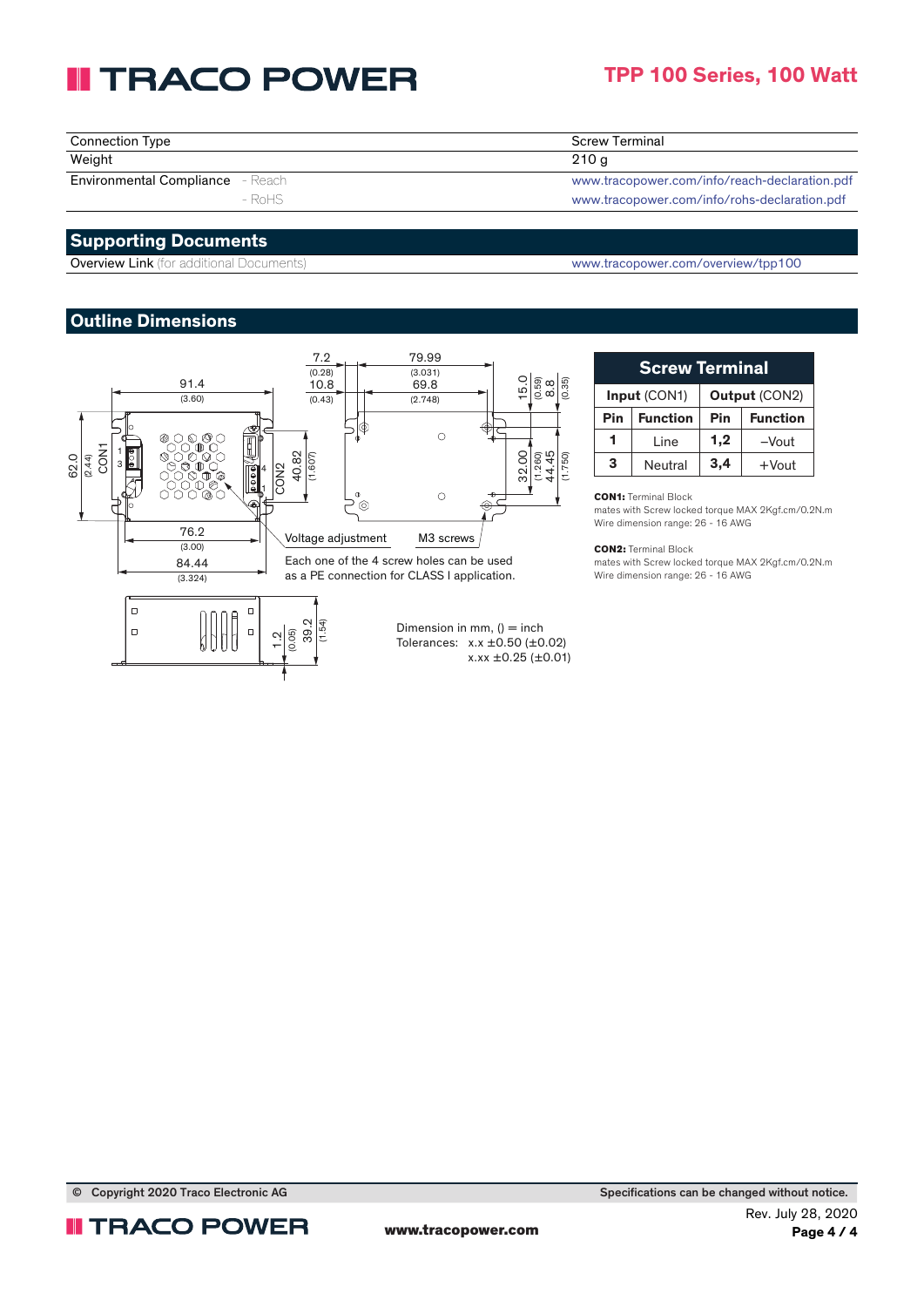| | |
|---|---|
| Connection Type | Screw Terminal |
| Weight | 210 g |
| Environmental Compliance - Reach | www.tracopower.com/info/reach-declaration.pdf |
| - RoHS | www.tracopower.com/info/rohs-declaration.pdf |

## Supporting Documents

| | |
|---|---|
| Overview Link (for additional Documents) | www.tracopower.com/overview/tpp100 |

## Outline Dimensions

7.2 (0.28)
10.8 (0.43)
79.99 (3.031)
69.8 (2.748)
91.4 (3.60)
15.0 (0.59)
8.8 (0.35)
62.0 (2.44)
CON1
CON2
40.82 (1.607)
32.00 (1.260)
44.45 (1.750)
76.2 (3.00)
84.44 (3.324)
Voltage adjustment
M3 screws
Each one of the 4 screw holes can be used as a PE connection for CLASS I application.
1.2 (0.05)
39.2 (1.54)

Dimension in mm, () = inch
Tolerances: x.x ±0.50 (±0.02)
x.xx ±0.25 (±0.01)

| Screw Terminal | | | |
|---|---|---|---|
| **Input** (CON1) | | **Output** (CON2) | |
| **Pin** | **Function** | **Pin** | **Function** |
| **1** | Line | **1,2** | –Vout |
| **3** | Neutral | **3,4** | +Vout |

**CON1:** Terminal Block
mates with Screw locked torque MAX 2Kgf.cm/0.2N.m
Wire dimension range: 26 - 16 AWG

**CON2:** Terminal Block
mates with Screw locked torque MAX 2Kgf.cm/0.2N.m
Wire dimension range: 26 - 16 AWG